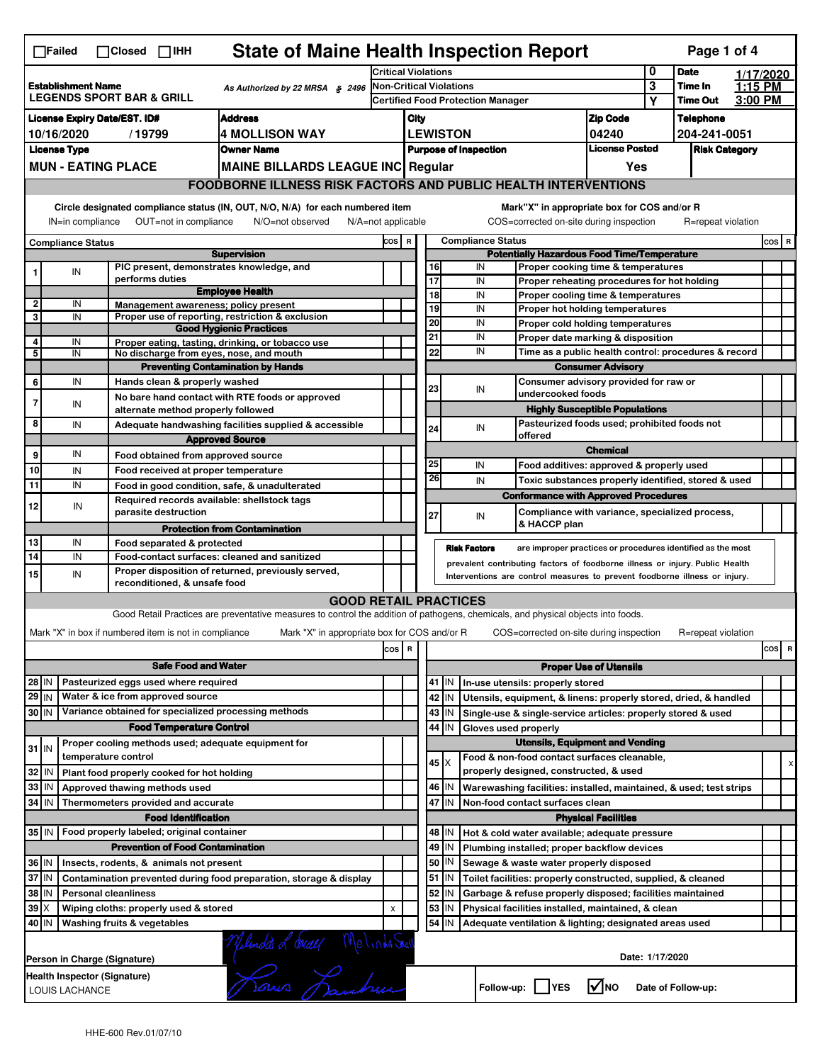☐Failed ☐Closed ☐IHH

# State of Maine Health Inspection Report

| | | | |
|---|---|---|---|
| **Establishment Name** LEGENDS SPORT BAR & GRILL | As Authorized by 22 MRSA § 2496 | Critical Violations: 0 | **Date** 1/17/2020 |
| | | Non-Critical Violations: 3 | **Time In** 1:15 PM |
| | | Certified Food Protection Manager: Y | **Time Out** 3:00 PM |

| License Expiry Date/EST. ID# | Address | City | Zip Code | Telephone |
|---|---|---|---|---|
| 10/16/2020 / 19799 | 4 MOLLISON WAY | LEWISTON | 04240 | 204-241-0051 |

| License Type | Owner Name | Purpose of Inspection | License Posted | Risk Category |
|---|---|---|---|---|
| MUN - EATING PLACE | MAINE BILLARDS LEAGUE INC | Regular | Yes | |

## FOODBORNE ILLNESS RISK FACTORS AND PUBLIC HEALTH INTERVENTIONS

Circle designated compliance status (IN, OUT, N/O, N/A) for each numbered item — IN=in compliance, OUT=not in compliance, N/O=not observed, N/A=not applicable

Mark "X" in appropriate box for COS and/or R — COS=corrected on-site during inspection, R=repeat violation

| # | Compliance Status | Item | COS | R |
|---|---|---|---|---|
| | | **Supervision** | | |
| 1 | IN | PIC present, demonstrates knowledge, and performs duties | | |
| | | **Employee Health** | | |
| 2 | IN | Management awareness; policy present | | |
| 3 | IN | Proper use of reporting, restriction & exclusion | | |
| | | **Good Hygienic Practices** | | |
| 4 | IN | Proper eating, tasting, drinking, or tobacco use | | |
| 5 | IN | No discharge from eyes, nose, and mouth | | |
| | | **Preventing Contamination by Hands** | | |
| 6 | IN | Hands clean & properly washed | | |
| 7 | IN | No bare hand contact with RTE foods or approved alternate method properly followed | | |
| 8 | IN | Adequate handwashing facilities supplied & accessible | | |
| | | **Approved Source** | | |
| 9 | IN | Food obtained from approved source | | |
| 10 | IN | Food received at proper temperature | | |
| 11 | IN | Food in good condition, safe, & unadulterated | | |
| 12 | IN | Required records available: shellstock tags parasite destruction | | |
| | | **Protection from Contamination** | | |
| 13 | IN | Food separated & protected | | |
| 14 | IN | Food-contact surfaces: cleaned and sanitized | | |
| 15 | IN | Proper disposition of returned, previously served, reconditioned, & unsafe food | | |
| | | **Potentially Hazardous Food Time/Temperature** | | |
| 16 | IN | Proper cooking time & temperatures | | |
| 17 | IN | Proper reheating procedures for hot holding | | |
| 18 | IN | Proper cooling time & temperatures | | |
| 19 | IN | Proper hot holding temperatures | | |
| 20 | IN | Proper cold holding temperatures | | |
| 21 | IN | Proper date marking & disposition | | |
| 22 | IN | Time as a public health control: procedures & record | | |
| | | **Consumer Advisory** | | |
| 23 | IN | Consumer advisory provided for raw or undercooked foods | | |
| | | **Highly Susceptible Populations** | | |
| 24 | IN | Pasteurized foods used; prohibited foods not offered | | |
| | | **Chemical** | | |
| 25 | IN | Food additives: approved & properly used | | |
| 26 | IN | Toxic substances properly identified, stored & used | | |
| | | **Conformance with Approved Procedures** | | |
| 27 | IN | Compliance with variance, specialized process, & HACCP plan | | |

**Risk Factors** are improper practices or procedures identified as the most prevalent contributing factors of foodborne illness or injury. Public Health Interventions are control measures to prevent foodborne illness or injury.

## GOOD RETAIL PRACTICES

Good Retail Practices are preventative measures to control the addition of pathogens, chemicals, and physical objects into foods.

Mark "X" in box if numbered item is not in compliance — Mark "X" in appropriate box for COS and/or R — COS=corrected on-site during inspection — R=repeat violation

| # | Status | Item | COS | R |
|---|---|---|---|---|
| | | **Safe Food and Water** | | |
| 28 | IN | Pasteurized eggs used where required | | |
| 29 | IN | Water & ice from approved source | | |
| 30 | IN | Variance obtained for specialized processing methods | | |
| | | **Food Temperature Control** | | |
| 31 | IN | Proper cooling methods used; adequate equipment for temperature control | | |
| 32 | IN | Plant food properly cooked for hot holding | | |
| 33 | IN | Approved thawing methods used | | |
| 34 | IN | Thermometers provided and accurate | | |
| | | **Food Identification** | | |
| 35 | IN | Food properly labeled; original container | | |
| | | **Prevention of Food Contamination** | | |
| 36 | IN | Insects, rodents, & animals not present | | |
| 37 | IN | Contamination prevented during food preparation, storage & display | | |
| 38 | IN | Personal cleanliness | | |
| 39 | X | Wiping cloths: properly used & stored | x | |
| 40 | IN | Washing fruits & vegetables | | |
| | | **Proper Use of Utensils** | | |
| 41 | IN | In-use utensils: properly stored | | |
| 42 | IN | Utensils, equipment, & linens: properly stored, dried, & handled | | |
| 43 | IN | Single-use & single-service articles: properly stored & used | | |
| 44 | IN | Gloves used properly | | |
| | | **Utensils, Equipment and Vending** | | |
| 45 | X | Food & non-food contact surfaces cleanable, properly designed, constructed, & used | | x |
| 46 | IN | Warewashing facilities: installed, maintained, & used; test strips | | |
| 47 | IN | Non-food contact surfaces clean | | |
| | | **Physical Facilities** | | |
| 48 | IN | Hot & cold water available; adequate pressure | | |
| 49 | IN | Plumbing installed; proper backflow devices | | |
| 50 | IN | Sewage & waste water properly disposed | | |
| 51 | IN | Toilet facilities: properly constructed, supplied, & cleaned | | |
| 52 | IN | Garbage & refuse properly disposed; facilities maintained | | |
| 53 | IN | Physical facilities installed, maintained, & clean | | |
| 54 | IN | Adequate ventilation & lighting; designated areas used | | |

Person in Charge (Signature): Melinda L Small — Melinda Small

Date: 1/17/2020

Health Inspector (Signature): LOUIS LACHANCE — Louis Lachance

Follow-up: ☐ YES ☑ NO — Date of Follow-up:

HHE-600 Rev.01/07/10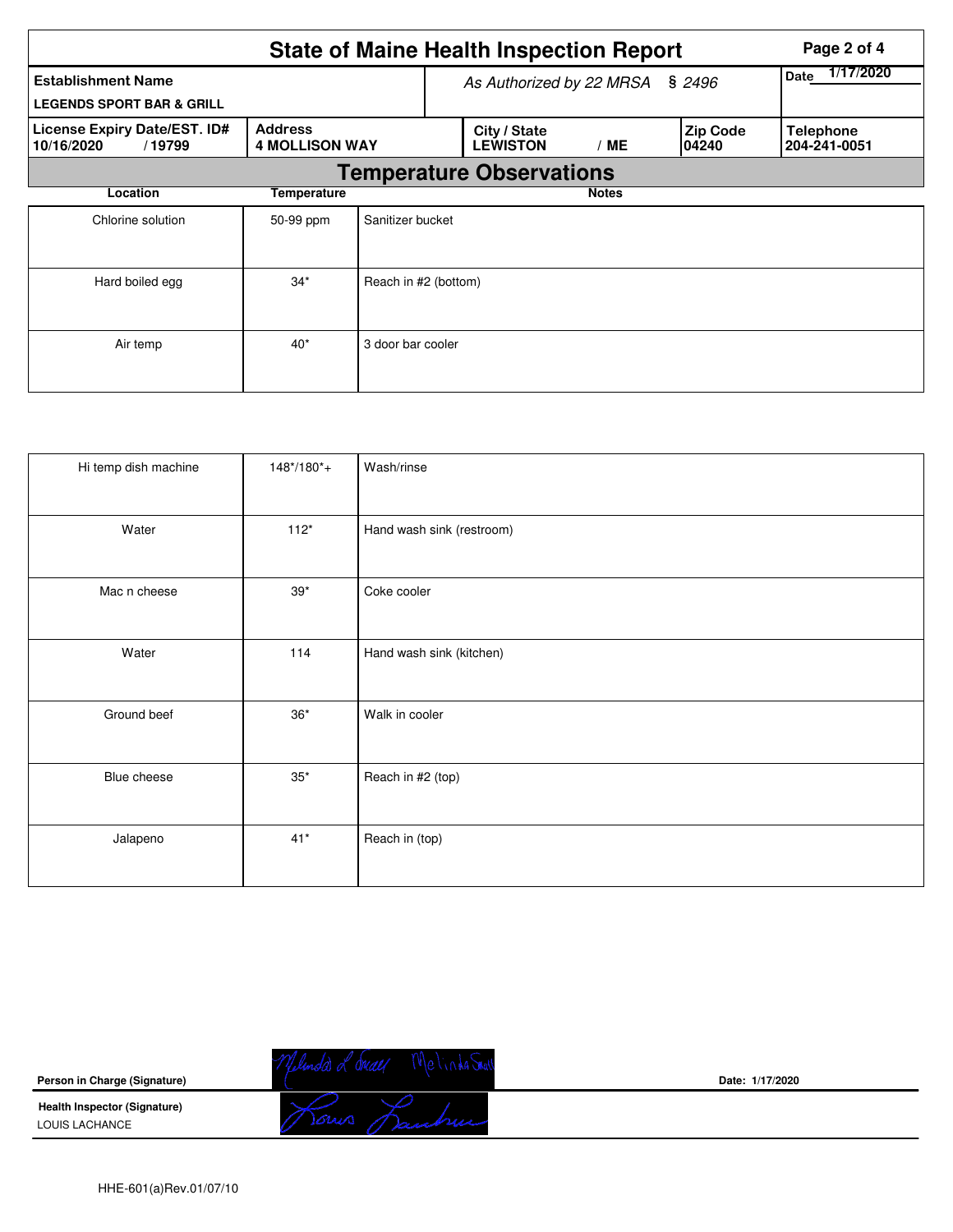# State of Maine Health Inspection Report

| Establishment Name | As Authorized by 22 MRSA § 2496 | | | Date 1/17/2020 |
|---|---|---|---|---|
| LEGENDS SPORT BAR & GRILL | | | | |
| **License Expiry Date/EST. ID#** 10/16/2020 / 19799 | **Address** 4 MOLLISON WAY | **City / State** LEWISTON / ME | **Zip Code** 04240 | **Telephone** 204-241-0051 |

## Temperature Observations

| Location | Temperature | Notes |
|---|---|---|
| Chlorine solution | 50-99 ppm | Sanitizer bucket |
| Hard boiled egg | 34* | Reach in #2 (bottom) |
| Air temp | 40* | 3 door bar cooler |
| Hi temp dish machine | 148*/180*+ | Wash/rinse |
| Water | 112* | Hand wash sink (restroom) |
| Mac n cheese | 39* | Coke cooler |
| Water | 114 | Hand wash sink (kitchen) |
| Ground beef | 36* | Walk in cooler |
| Blue cheese | 35* | Reach in #2 (top) |
| Jalapeno | 41* | Reach in (top) |

**Person in Charge (Signature)** Melinda L Small Melinda Small  Date: 1/17/2020

**Health Inspector (Signature)** LOUIS LACHANCE

HHE-601(a)Rev.01/07/10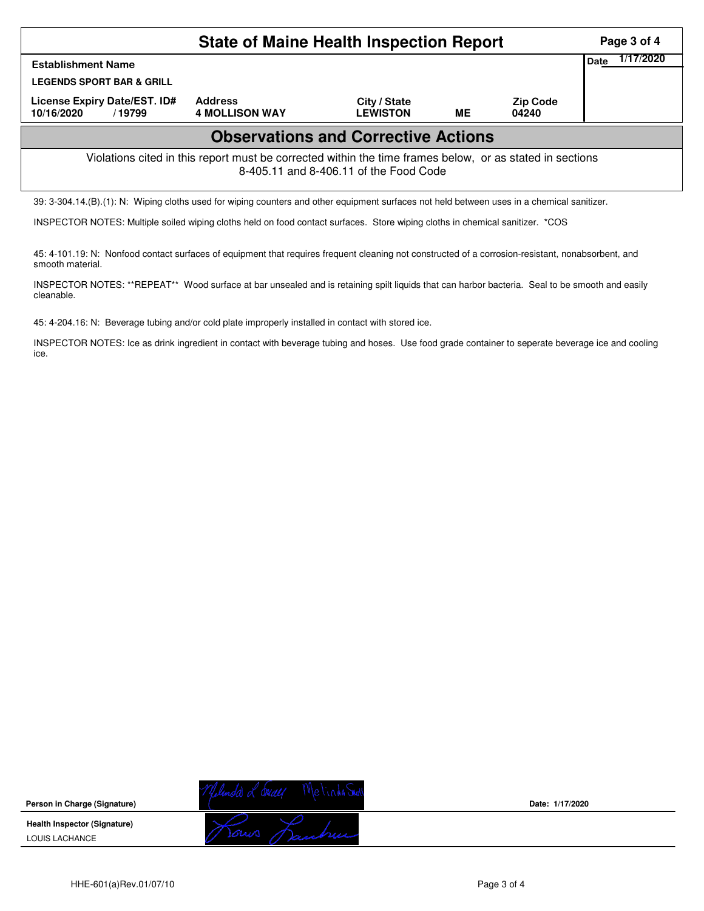# State of Maine Health Inspection Report

| Establishment Name | | | | | Date 1/17/2020 |
|---|---|---|---|---|---|
| LEGENDS SPORT BAR & GRILL | | | | | |
| License Expiry Date/EST. ID# | Address | City / State | | Zip Code | |
| 10/16/2020 / 19799 | 4 MOLLISON WAY | LEWISTON | ME | 04240 | |

## Observations and Corrective Actions

Violations cited in this report must be corrected within the time frames below, or as stated in sections 8-405.11 and 8-406.11 of the Food Code

39: 3-304.14.(B).(1): N: Wiping cloths used for wiping counters and other equipment surfaces not held between uses in a chemical sanitizer.

INSPECTOR NOTES: Multiple soiled wiping cloths held on food contact surfaces. Store wiping cloths in chemical sanitizer. *COS

45: 4-101.19: N: Nonfood contact surfaces of equipment that requires frequent cleaning not constructed of a corrosion-resistant, nonabsorbent, and smooth material.

INSPECTOR NOTES: **REPEAT** Wood surface at bar unsealed and is retaining spilt liquids that can harbor bacteria. Seal to be smooth and easily cleanable.

45: 4-204.16: N: Beverage tubing and/or cold plate improperly installed in contact with stored ice.

INSPECTOR NOTES: Ice as drink ingredient in contact with beverage tubing and hoses. Use food grade container to seperate beverage ice and cooling ice.

| | | |
|---|---|---|
| **Person in Charge (Signature)** | Melinda L Snell Melinda Snell | **Date: 1/17/2020** |
| **Health Inspector (Signature)** LOUIS LACHANCE | Louis Lachance | |

HHE-601(a)Rev.01/07/10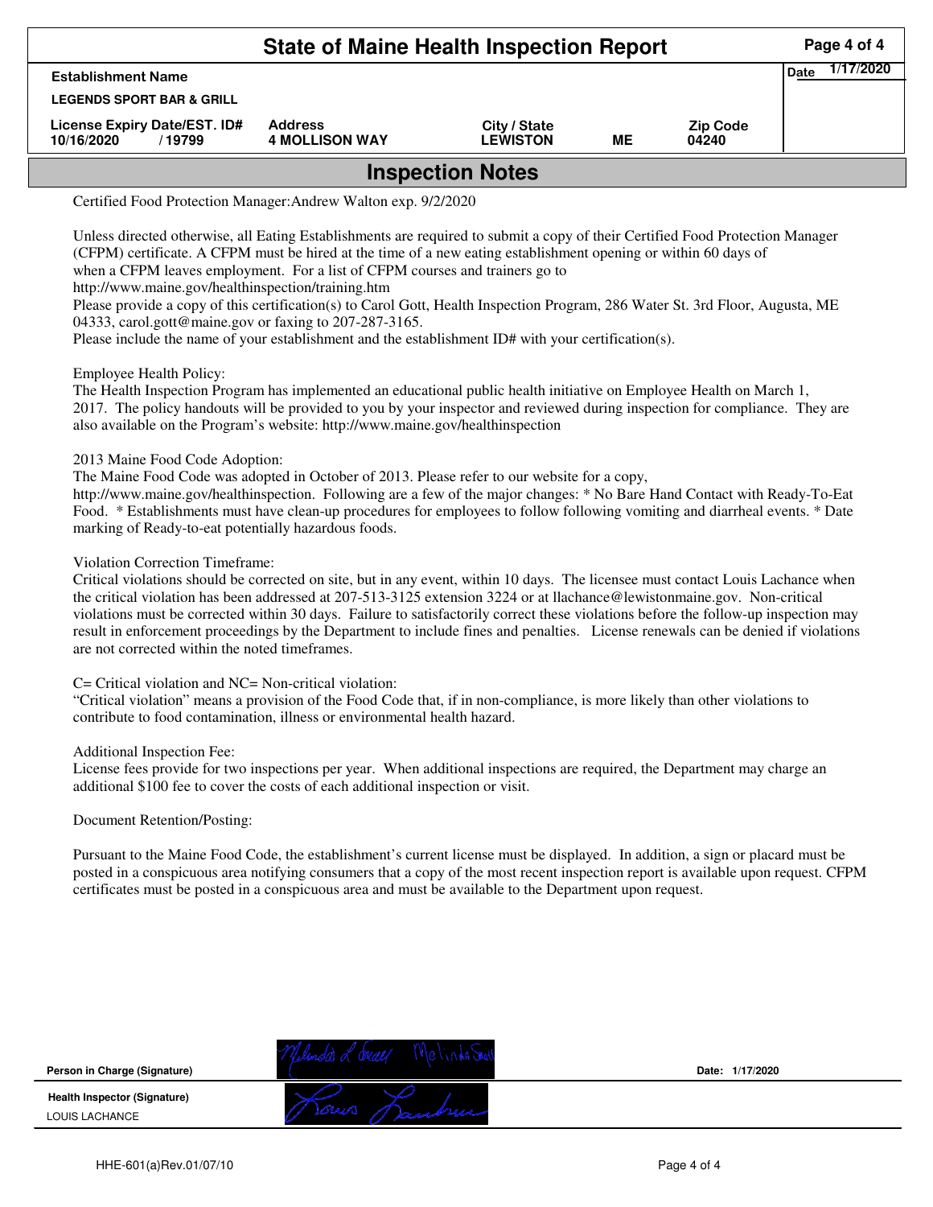# State of Maine Health Inspection Report

| Establishment Name | | | | | Date 1/17/2020 |
|---|---|---|---|---|---|
| LEGENDS SPORT BAR & GRILL | | | | | |
| License Expiry Date/EST. ID# | Address | City / State | | Zip Code | |
| 10/16/2020 / 19799 | 4 MOLLISON WAY | LEWISTON | ME | 04240 | |

## Inspection Notes

Certified Food Protection Manager:Andrew Walton exp. 9/2/2020

Unless directed otherwise, all Eating Establishments are required to submit a copy of their Certified Food Protection Manager (CFPM) certificate. A CFPM must be hired at the time of a new eating establishment opening or within 60 days of when a CFPM leaves employment. For a list of CFPM courses and trainers go to http://www.maine.gov/healthinspection/training.htm
Please provide a copy of this certification(s) to Carol Gott, Health Inspection Program, 286 Water St. 3rd Floor, Augusta, ME 04333, carol.gott@maine.gov or faxing to 207-287-3165.
Please include the name of your establishment and the establishment ID# with your certification(s).

Employee Health Policy:
The Health Inspection Program has implemented an educational public health initiative on Employee Health on March 1, 2017. The policy handouts will be provided to you by your inspector and reviewed during inspection for compliance. They are also available on the Program's website: http://www.maine.gov/healthinspection

2013 Maine Food Code Adoption:
The Maine Food Code was adopted in October of 2013. Please refer to our website for a copy, http://www.maine.gov/healthinspection. Following are a few of the major changes: * No Bare Hand Contact with Ready-To-Eat Food. * Establishments must have clean-up procedures for employees to follow following vomiting and diarrheal events. * Date marking of Ready-to-eat potentially hazardous foods.

Violation Correction Timeframe:
Critical violations should be corrected on site, but in any event, within 10 days. The licensee must contact Louis Lachance when the critical violation has been addressed at 207-513-3125 extension 3224 or at llachance@lewistonmaine.gov. Non-critical violations must be corrected within 30 days. Failure to satisfactorily correct these violations before the follow-up inspection may result in enforcement proceedings by the Department to include fines and penalties. License renewals can be denied if violations are not corrected within the noted timeframes.

C= Critical violation and NC= Non-critical violation:
"Critical violation" means a provision of the Food Code that, if in non-compliance, is more likely than other violations to contribute to food contamination, illness or environmental health hazard.

Additional Inspection Fee:
License fees provide for two inspections per year. When additional inspections are required, the Department may charge an additional $100 fee to cover the costs of each additional inspection or visit.

Document Retention/Posting:

Pursuant to the Maine Food Code, the establishment's current license must be displayed. In addition, a sign or placard must be posted in a conspicuous area notifying consumers that a copy of the most recent inspection report is available upon request. CFPM certificates must be posted in a conspicuous area and must be available to the Department upon request.

| | | |
|---|---|---|
| Person in Charge (Signature) | Melinda L Small Melinda Small | Date: 1/17/2020 |
| Health Inspector (Signature) LOUIS LACHANCE | Louis Lachance | |

HHE-601(a)Rev.01/07/10